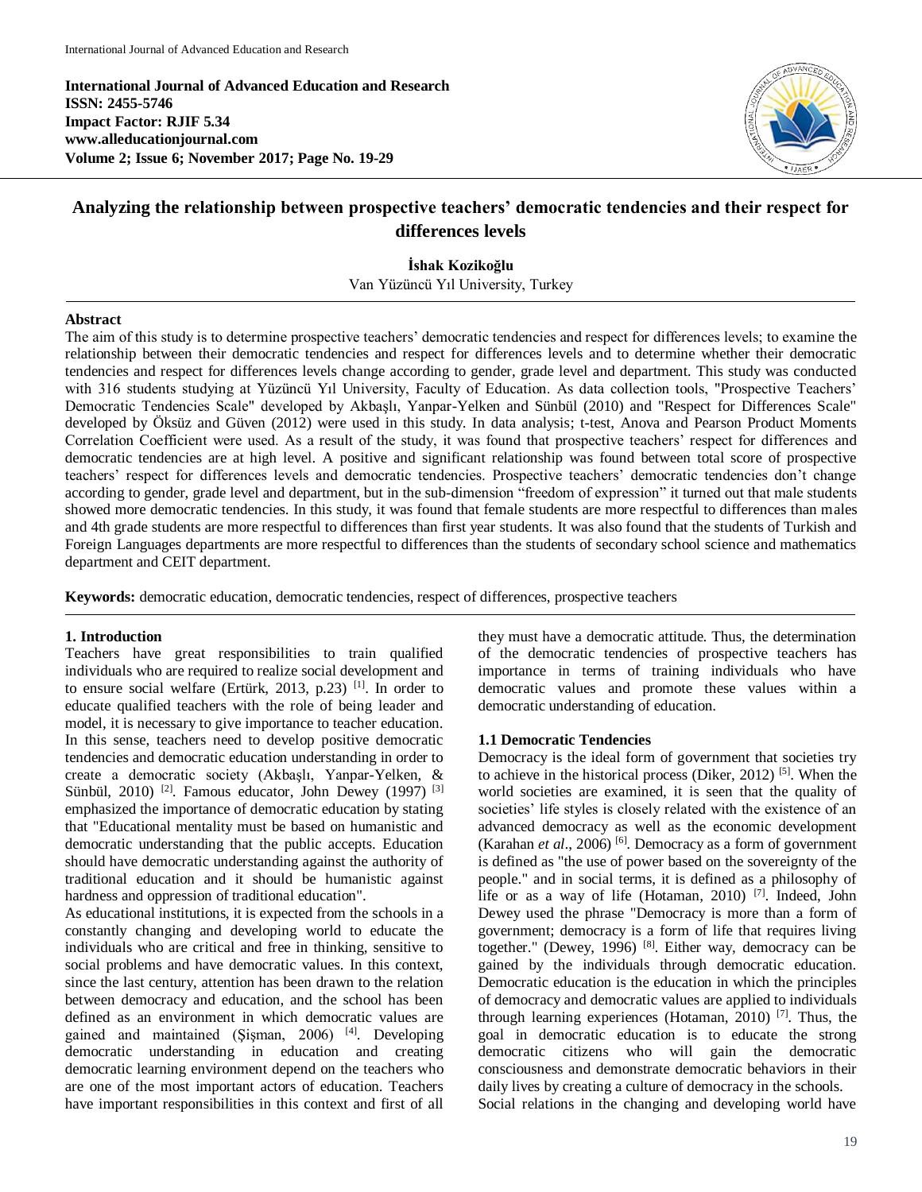**International Journal of Advanced Education and Research**
**ISSN: 2455-5746**
**Impact Factor: RJIF 5.34**
**www.alleducationjournal.com**
**Volume 2; Issue 6; November 2017; Page No. 19-29**

# Analyzing the relationship between prospective teachers' democratic tendencies and their respect for differences levels

**İshak Kozikoğlu**

Van Yüzüncü Yıl University, Turkey

## Abstract

The aim of this study is to determine prospective teachers' democratic tendencies and respect for differences levels; to examine the relationship between their democratic tendencies and respect for differences levels and to determine whether their democratic tendencies and respect for differences levels change according to gender, grade level and department. This study was conducted with 316 students studying at Yüzüncü Yıl University, Faculty of Education. As data collection tools, "Prospective Teachers' Democratic Tendencies Scale" developed by Akbaşlı, Yanpar-Yelken and Sünbül (2010) and "Respect for Differences Scale" developed by Öksüz and Güven (2012) were used in this study. In data analysis; t-test, Anova and Pearson Product Moments Correlation Coefficient were used. As a result of the study, it was found that prospective teachers' respect for differences and democratic tendencies are at high level. A positive and significant relationship was found between total score of prospective teachers' respect for differences levels and democratic tendencies. Prospective teachers' democratic tendencies don't change according to gender, grade level and department, but in the sub-dimension "freedom of expression" it turned out that male students showed more democratic tendencies. In this study, it was found that female students are more respectful to differences than males and 4th grade students are more respectful to differences than first year students. It was also found that the students of Turkish and Foreign Languages departments are more respectful to differences than the students of secondary school science and mathematics department and CEIT department.

**Keywords:** democratic education, democratic tendencies, respect of differences, prospective teachers

## 1. Introduction

Teachers have great responsibilities to train qualified individuals who are required to realize social development and to ensure social welfare (Ertürk, 2013, p.23) [1]. In order to educate qualified teachers with the role of being leader and model, it is necessary to give importance to teacher education. In this sense, teachers need to develop positive democratic tendencies and democratic education understanding in order to create a democratic society (Akbaşlı, Yanpar-Yelken, & Sünbül, 2010) [2]. Famous educator, John Dewey (1997) [3] emphasized the importance of democratic education by stating that "Educational mentality must be based on humanistic and democratic understanding that the public accepts. Education should have democratic understanding against the authority of traditional education and it should be humanistic against hardness and oppression of traditional education".

As educational institutions, it is expected from the schools in a constantly changing and developing world to educate the individuals who are critical and free in thinking, sensitive to social problems and have democratic values. In this context, since the last century, attention has been drawn to the relation between democracy and education, and the school has been defined as an environment in which democratic values are gained and maintained (Şişman, 2006) [4]. Developing democratic understanding in education and creating democratic learning environment depend on the teachers who are one of the most important actors of education. Teachers have important responsibilities in this context and first of all they must have a democratic attitude. Thus, the determination of the democratic tendencies of prospective teachers has importance in terms of training individuals who have democratic values and promote these values within a democratic understanding of education.

### 1.1 Democratic Tendencies

Democracy is the ideal form of government that societies try to achieve in the historical process (Diker, 2012) [5]. When the world societies are examined, it is seen that the quality of societies' life styles is closely related with the existence of an advanced democracy as well as the economic development (Karahan *et al*., 2006) [6]. Democracy as a form of government is defined as "the use of power based on the sovereignty of the people." and in social terms, it is defined as a philosophy of life or as a way of life (Hotaman, 2010) [7]. Indeed, John Dewey used the phrase "Democracy is more than a form of government; democracy is a form of life that requires living together." (Dewey, 1996) [8]. Either way, democracy can be gained by the individuals through democratic education. Democratic education is the education in which the principles of democracy and democratic values are applied to individuals through learning experiences (Hotaman, 2010) [7]. Thus, the goal in democratic education is to educate the strong democratic citizens who will gain the democratic consciousness and demonstrate democratic behaviors in their daily lives by creating a culture of democracy in the schools.

Social relations in the changing and developing world have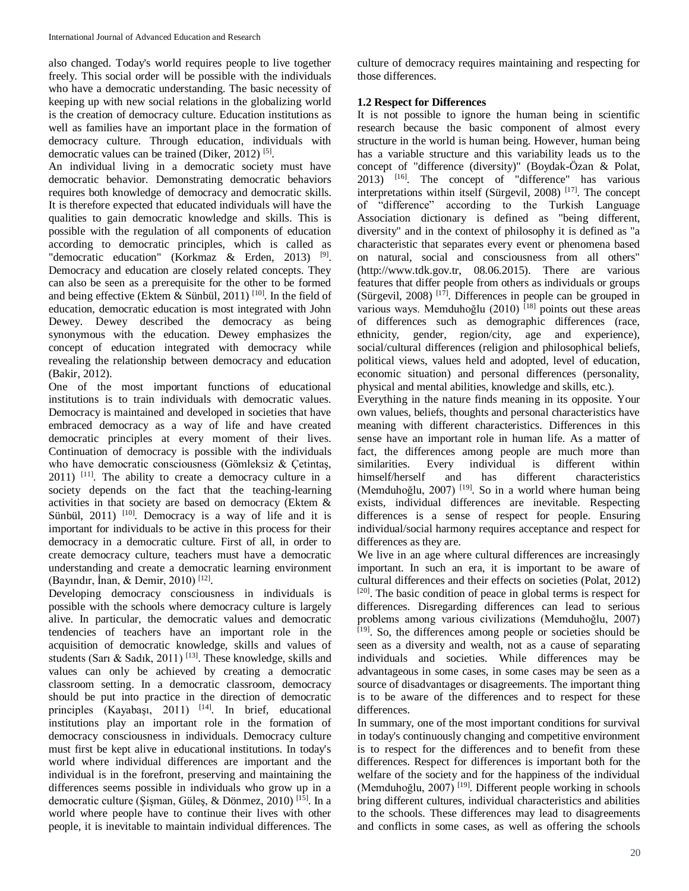also changed. Today's world requires people to live together freely. This social order will be possible with the individuals who have a democratic understanding. The basic necessity of keeping up with new social relations in the globalizing world is the creation of democracy culture. Education institutions as well as families have an important place in the formation of democracy culture. Through education, individuals with democratic values can be trained (Diker, 2012) [5].

An individual living in a democratic society must have democratic behavior. Demonstrating democratic behaviors requires both knowledge of democracy and democratic skills. It is therefore expected that educated individuals will have the qualities to gain democratic knowledge and skills. This is possible with the regulation of all components of education according to democratic principles, which is called as "democratic education" (Korkmaz & Erden, 2013) [9]. Democracy and education are closely related concepts. They can also be seen as a prerequisite for the other to be formed and being effective (Ektem & Sünbül, 2011) [10]. In the field of education, democratic education is most integrated with John Dewey. Dewey described the democracy as being synonymous with the education. Dewey emphasizes the concept of education integrated with democracy while revealing the relationship between democracy and education (Bakir, 2012).

One of the most important functions of educational institutions is to train individuals with democratic values. Democracy is maintained and developed in societies that have embraced democracy as a way of life and have created democratic principles at every moment of their lives. Continuation of democracy is possible with the individuals who have democratic consciousness (Gömleksiz & Çetintaş, 2011) [11]. The ability to create a democracy culture in a society depends on the fact that the teaching-learning activities in that society are based on democracy (Ektem & Sünbül, 2011) [10]. Democracy is a way of life and it is important for individuals to be active in this process for their democracy in a democratic culture. First of all, in order to create democracy culture, teachers must have a democratic understanding and create a democratic learning environment (Bayındır, İnan, & Demir, 2010) [12].

Developing democracy consciousness in individuals is possible with the schools where democracy culture is largely alive. In particular, the democratic values and democratic tendencies of teachers have an important role in the acquisition of democratic knowledge, skills and values of students (Sarı & Sadık, 2011) [13]. These knowledge, skills and values can only be achieved by creating a democratic classroom setting. In a democratic classroom, democracy should be put into practice in the direction of democratic principles (Kayabaşı, 2011) [14]. In brief, educational institutions play an important role in the formation of democracy consciousness in individuals. Democracy culture must first be kept alive in educational institutions. In today's world where individual differences are important and the individual is in the forefront, preserving and maintaining the differences seems possible in individuals who grow up in a democratic culture (Şişman, Güleş, & Dönmez, 2010) [15]. In a world where people have to continue their lives with other people, it is inevitable to maintain individual differences. The culture of democracy requires maintaining and respecting for those differences.

### 1.2 Respect for Differences

It is not possible to ignore the human being in scientific research because the basic component of almost every structure in the world is human being. However, human being has a variable structure and this variability leads us to the concept of "difference (diversity)" (Boydak-Özan & Polat, 2013) [16]. The concept of "difference" has various interpretations within itself (Sürgevil, 2008) [17]. The concept of "difference" according to the Turkish Language Association dictionary is defined as "being different, diversity" and in the context of philosophy it is defined as "a characteristic that separates every event or phenomena based on natural, social and consciousness from all others" (http://www.tdk.gov.tr, 08.06.2015). There are various features that differ people from others as individuals or groups (Sürgevil, 2008) [17]. Differences in people can be grouped in various ways. Memduhoğlu (2010) [18] points out these areas of differences such as demographic differences (race, ethnicity, gender, region/city, age and experience), social/cultural differences (religion and philosophical beliefs, political views, values held and adopted, level of education, economic situation) and personal differences (personality, physical and mental abilities, knowledge and skills, etc.).

Everything in the nature finds meaning in its opposite. Your own values, beliefs, thoughts and personal characteristics have meaning with different characteristics. Differences in this sense have an important role in human life. As a matter of fact, the differences among people are much more than similarities. Every individual is different within himself/herself and has different characteristics (Memduhoğlu, 2007) [19]. So in a world where human being exists, individual differences are inevitable. Respecting differences is a sense of respect for people. Ensuring individual/social harmony requires acceptance and respect for differences as they are.

We live in an age where cultural differences are increasingly important. In such an era, it is important to be aware of cultural differences and their effects on societies (Polat, 2012) [20]. The basic condition of peace in global terms is respect for differences. Disregarding differences can lead to serious problems among various civilizations (Memduhoğlu, 2007) [19]. So, the differences among people or societies should be seen as a diversity and wealth, not as a cause of separating individuals and societies. While differences may be advantageous in some cases, in some cases may be seen as a source of disadvantages or disagreements. The important thing is to be aware of the differences and to respect for these differences.

In summary, one of the most important conditions for survival in today's continuously changing and competitive environment is to respect for the differences and to benefit from these differences. Respect for differences is important both for the welfare of the society and for the happiness of the individual (Memduhoğlu, 2007) [19]. Different people working in schools bring different cultures, individual characteristics and abilities to the schools. These differences may lead to disagreements and conflicts in some cases, as well as offering the schools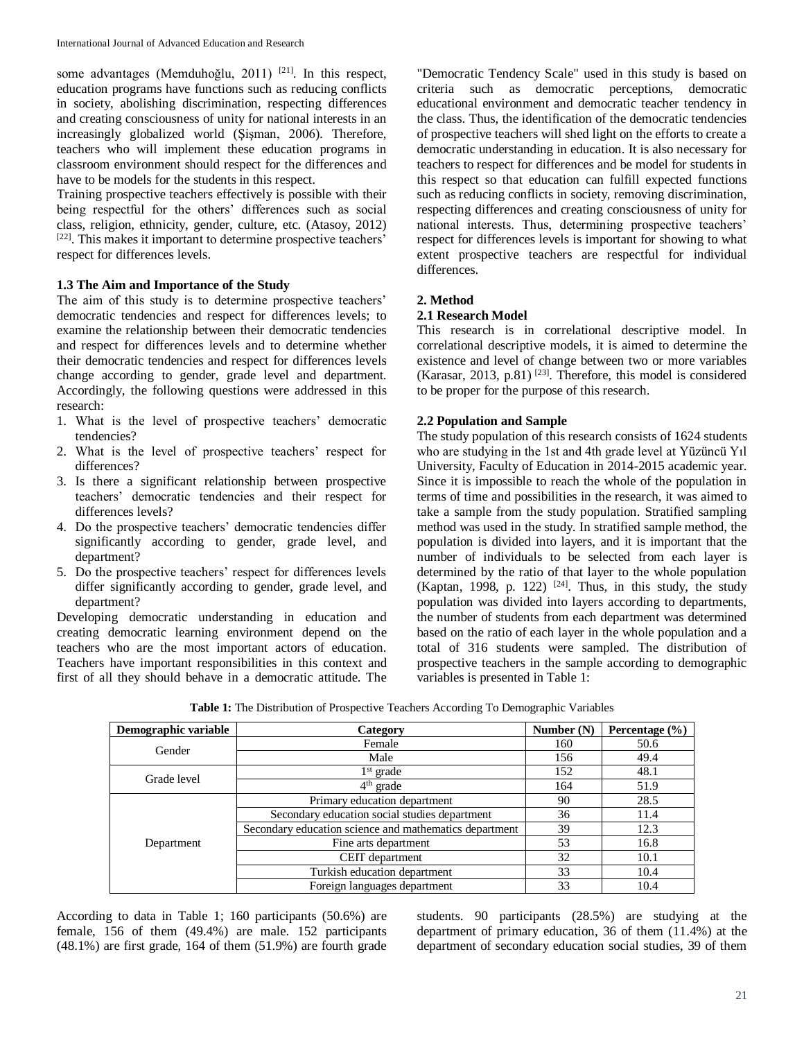some advantages (Memduhoğlu, 2011) [21]. In this respect, education programs have functions such as reducing conflicts in society, abolishing discrimination, respecting differences and creating consciousness of unity for national interests in an increasingly globalized world (Şişman, 2006). Therefore, teachers who will implement these education programs in classroom environment should respect for the differences and have to be models for the students in this respect.

Training prospective teachers effectively is possible with their being respectful for the others' differences such as social class, religion, ethnicity, gender, culture, etc. (Atasoy, 2012) [22]. This makes it important to determine prospective teachers' respect for differences levels.

### 1.3 The Aim and Importance of the Study

The aim of this study is to determine prospective teachers' democratic tendencies and respect for differences levels; to examine the relationship between their democratic tendencies and respect for differences levels and to determine whether their democratic tendencies and respect for differences levels change according to gender, grade level and department. Accordingly, the following questions were addressed in this research:

1. What is the level of prospective teachers' democratic tendencies?
2. What is the level of prospective teachers' respect for differences?
3. Is there a significant relationship between prospective teachers' democratic tendencies and their respect for differences levels?
4. Do the prospective teachers' democratic tendencies differ significantly according to gender, grade level, and department?
5. Do the prospective teachers' respect for differences levels differ significantly according to gender, grade level, and department?

Developing democratic understanding in education and creating democratic learning environment depend on the teachers who are the most important actors of education. Teachers have important responsibilities in this context and first of all they should behave in a democratic attitude. The "Democratic Tendency Scale" used in this study is based on criteria such as democratic perceptions, democratic educational environment and democratic teacher tendency in the class. Thus, the identification of the democratic tendencies of prospective teachers will shed light on the efforts to create a democratic understanding in education. It is also necessary for teachers to respect for differences and be model for students in this respect so that education can fulfill expected functions such as reducing conflicts in society, removing discrimination, respecting differences and creating consciousness of unity for national interests. Thus, determining prospective teachers' respect for differences levels is important for showing to what extent prospective teachers are respectful for individual differences.

## 2. Method

### 2.1 Research Model

This research is in correlational descriptive model. In correlational descriptive models, it is aimed to determine the existence and level of change between two or more variables (Karasar, 2013, p.81) [23]. Therefore, this model is considered to be proper for the purpose of this research.

### 2.2 Population and Sample

The study population of this research consists of 1624 students who are studying in the 1st and 4th grade level at Yüzüncü Yıl University, Faculty of Education in 2014-2015 academic year. Since it is impossible to reach the whole of the population in terms of time and possibilities in the research, it was aimed to take a sample from the study population. Stratified sampling method was used in the study. In stratified sample method, the population is divided into layers, and it is important that the number of individuals to be selected from each layer is determined by the ratio of that layer to the whole population (Kaptan, 1998, p. 122) [24]. Thus, in this study, the study population was divided into layers according to departments, the number of students from each department was determined based on the ratio of each layer in the whole population and a total of 316 students were sampled. The distribution of prospective teachers in the sample according to demographic variables is presented in Table 1:

**Table 1:** The Distribution of Prospective Teachers According To Demographic Variables

| Demographic variable | Category | Number (N) | Percentage (%) |
|---|---|---|---|
| Gender | Female | 160 | 50.6 |
| | Male | 156 | 49.4 |
| Grade level | 1st grade | 152 | 48.1 |
| | 4th grade | 164 | 51.9 |
| Department | Primary education department | 90 | 28.5 |
| | Secondary education social studies department | 36 | 11.4 |
| | Secondary education science and mathematics department | 39 | 12.3 |
| | Fine arts department | 53 | 16.8 |
| | CEIT department | 32 | 10.1 |
| | Turkish education department | 33 | 10.4 |
| | Foreign languages department | 33 | 10.4 |

According to data in Table 1; 160 participants (50.6%) are female, 156 of them (49.4%) are male. 152 participants (48.1%) are first grade, 164 of them (51.9%) are fourth grade students. 90 participants (28.5%) are studying at the department of primary education, 36 of them (11.4%) at the department of secondary education social studies, 39 of them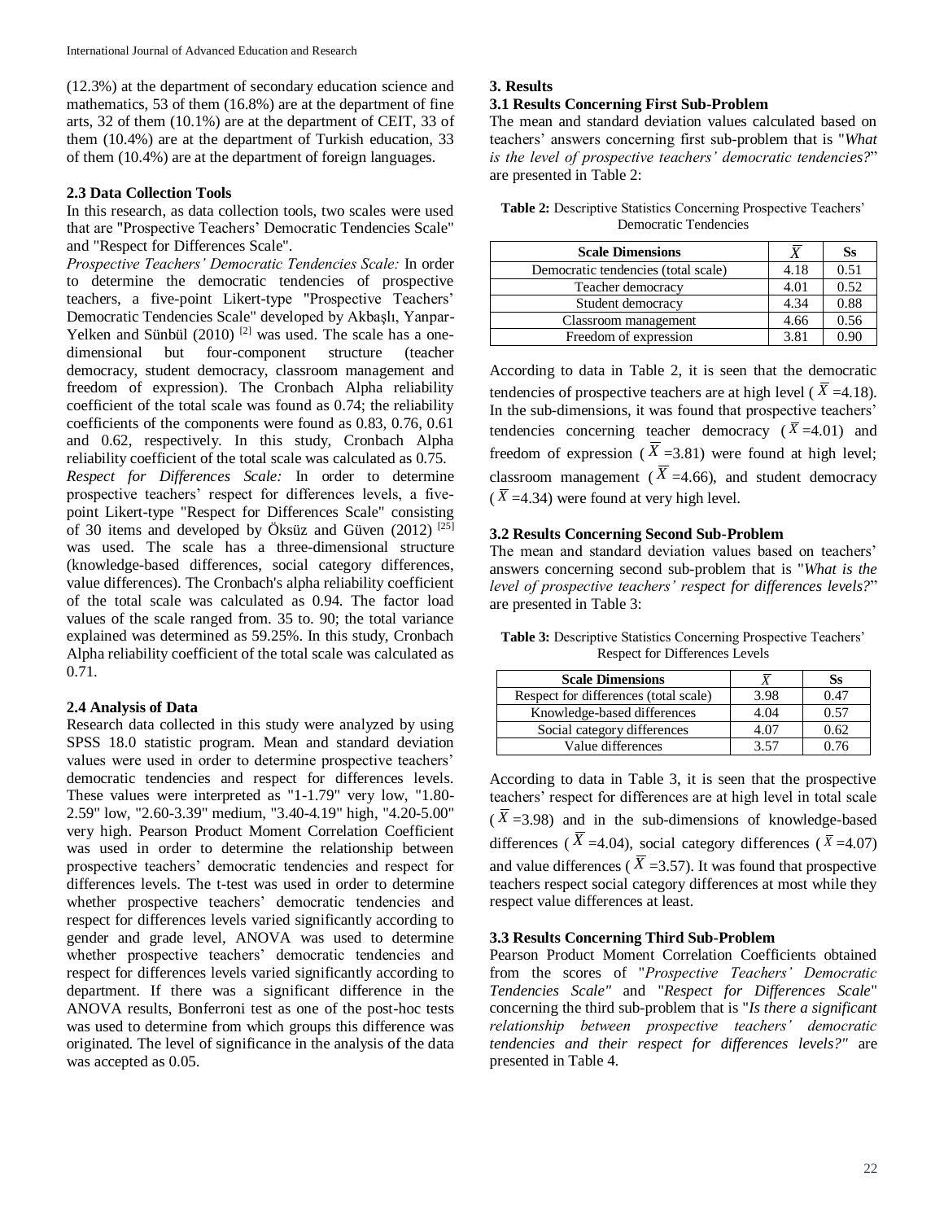(12.3%) at the department of secondary education science and mathematics, 53 of them (16.8%) are at the department of fine arts, 32 of them (10.1%) are at the department of CEIT, 33 of them (10.4%) are at the department of Turkish education, 33 of them (10.4%) are at the department of foreign languages.

### 2.3 Data Collection Tools

In this research, as data collection tools, two scales were used that are "Prospective Teachers' Democratic Tendencies Scale" and "Respect for Differences Scale".

*Prospective Teachers' Democratic Tendencies Scale:* In order to determine the democratic tendencies of prospective teachers, a five-point Likert-type "Prospective Teachers' Democratic Tendencies Scale" developed by Akbaşlı, Yanpar-Yelken and Sünbül (2010) [2] was used. The scale has a one-dimensional but four-component structure (teacher democracy, student democracy, classroom management and freedom of expression). The Cronbach Alpha reliability coefficient of the total scale was found as 0.74; the reliability coefficients of the components were found as 0.83, 0.76, 0.61 and 0.62, respectively. In this study, Cronbach Alpha reliability coefficient of the total scale was calculated as 0.75.

*Respect for Differences Scale:* In order to determine prospective teachers' respect for differences levels, a five-point Likert-type "Respect for Differences Scale" consisting of 30 items and developed by Öksüz and Güven (2012) [25] was used. The scale has a three-dimensional structure (knowledge-based differences, social category differences, value differences). The Cronbach's alpha reliability coefficient of the total scale was calculated as 0.94. The factor load values of the scale ranged from. 35 to. 90; the total variance explained was determined as 59.25%. In this study, Cronbach Alpha reliability coefficient of the total scale was calculated as 0.71.

### 2.4 Analysis of Data

Research data collected in this study were analyzed by using SPSS 18.0 statistic program. Mean and standard deviation values were used in order to determine prospective teachers' democratic tendencies and respect for differences levels. These values were interpreted as "1-1.79" very low, "1.80-2.59" low, "2.60-3.39" medium, "3.40-4.19" high, "4.20-5.00" very high. Pearson Product Moment Correlation Coefficient was used in order to determine the relationship between prospective teachers' democratic tendencies and respect for differences levels. The t-test was used in order to determine whether prospective teachers' democratic tendencies and respect for differences levels varied significantly according to gender and grade level, ANOVA was used to determine whether prospective teachers' democratic tendencies and respect for differences levels varied significantly according to department. If there was a significant difference in the ANOVA results, Bonferroni test as one of the post-hoc tests was used to determine from which groups this difference was originated. The level of significance in the analysis of the data was accepted as 0.05.

## 3. Results

### 3.1 Results Concerning First Sub-Problem

The mean and standard deviation values calculated based on teachers' answers concerning first sub-problem that is "*What is the level of prospective teachers' democratic tendencies?*" are presented in Table 2:

**Table 2:** Descriptive Statistics Concerning Prospective Teachers' Democratic Tendencies

| Scale Dimensions | $\bar{X}$ | Ss |
|---|---|---|
| Democratic tendencies (total scale) | 4.18 | 0.51 |
| Teacher democracy | 4.01 | 0.52 |
| Student democracy | 4.34 | 0.88 |
| Classroom management | 4.66 | 0.56 |
| Freedom of expression | 3.81 | 0.90 |

According to data in Table 2, it is seen that the democratic tendencies of prospective teachers are at high level ( $\bar{X}$ =4.18). In the sub-dimensions, it was found that prospective teachers' tendencies concerning teacher democracy ( $\bar{X}$ =4.01) and freedom of expression ( $\bar{X}$ =3.81) were found at high level; classroom management ( $\bar{X}$ =4.66), and student democracy ( $\bar{X}$ =4.34) were found at very high level.

### 3.2 Results Concerning Second Sub-Problem

The mean and standard deviation values based on teachers' answers concerning second sub-problem that is "*What is the level of prospective teachers' respect for differences levels?*" are presented in Table 3:

**Table 3:** Descriptive Statistics Concerning Prospective Teachers' Respect for Differences Levels

| Scale Dimensions | $\bar{X}$ | Ss |
|---|---|---|
| Respect for differences (total scale) | 3.98 | 0.47 |
| Knowledge-based differences | 4.04 | 0.57 |
| Social category differences | 4.07 | 0.62 |
| Value differences | 3.57 | 0.76 |

According to data in Table 3, it is seen that the prospective teachers' respect for differences are at high level in total scale ( $\bar{X}$ =3.98) and in the sub-dimensions of knowledge-based differences ( $\bar{X}$ =4.04), social category differences ( $\bar{X}$ =4.07) and value differences ( $\bar{X}$ =3.57). It was found that prospective teachers respect social category differences at most while they respect value differences at least.

### 3.3 Results Concerning Third Sub-Problem

Pearson Product Moment Correlation Coefficients obtained from the scores of "*Prospective Teachers' Democratic Tendencies Scale"* and "*Respect for Differences Scale*" concerning the third sub-problem that is "*Is there a significant relationship between prospective teachers' democratic tendencies and their respect for differences levels?"* are presented in Table 4.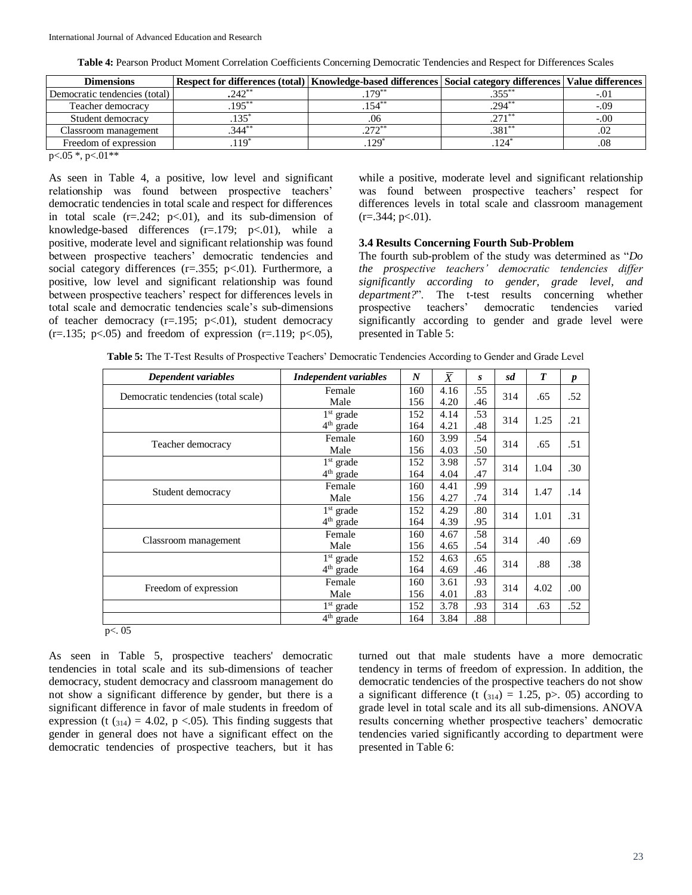**Table 4:** Pearson Product Moment Correlation Coefficients Concerning Democratic Tendencies and Respect for Differences Scales

| Dimensions | Respect for differences (total) | Knowledge-based differences | Social category differences | Value differences |
|---|---|---|---|---|
| Democratic tendencies (total) | .242** | .179** | .355** | -.01 |
| Teacher democracy | .195** | .154** | .294** | -.09 |
| Student democracy | .135* | .06 | .271** | -.00 |
| Classroom management | .344** | .272** | .381** | .02 |
| Freedom of expression | .119* | .129* | .124* | .08 |

p<.05 *, p<.01**

As seen in Table 4, a positive, low level and significant relationship was found between prospective teachers' democratic tendencies in total scale and respect for differences in total scale (r=.242; p<.01), and its sub-dimension of knowledge-based differences (r=.179; p<.01), while a positive, moderate level and significant relationship was found between prospective teachers' democratic tendencies and social category differences (r=.355; p<.01). Furthermore, a positive, low level and significant relationship was found between prospective teachers' respect for differences levels in total scale and democratic tendencies scale's sub-dimensions of teacher democracy (r=.195; p<.01), student democracy (r=.135; p<.05) and freedom of expression (r=.119; p<.05), while a positive, moderate level and significant relationship was found between prospective teachers' respect for differences levels in total scale and classroom management (r=.344; p<.01).

### 3.4 Results Concerning Fourth Sub-Problem

The fourth sub-problem of the study was determined as "*Do the prospective teachers' democratic tendencies differ significantly according to gender, grade level, and department?*". The t-test results concerning whether prospective teachers' democratic tendencies varied significantly according to gender and grade level were presented in Table 5:

**Table 5:** The T-Test Results of Prospective Teachers' Democratic Tendencies According to Gender and Grade Level

| *Dependent variables* | *Independent variables* | *N* | $\bar{X}$ | *s* | *sd* | *T* | *p* |
|---|---|---|---|---|---|---|---|
| Democratic tendencies (total scale) | Female | 160 | 4.16 | .55 | 314 | .65 | .52 |
| | Male | 156 | 4.20 | .46 | | | |
| | 1st grade | 152 | 4.14 | .53 | 314 | 1.25 | .21 |
| | 4th grade | 164 | 4.21 | .48 | | | |
| Teacher democracy | Female | 160 | 3.99 | .54 | 314 | .65 | .51 |
| | Male | 156 | 4.03 | .50 | | | |
| | 1st grade | 152 | 3.98 | .57 | 314 | 1.04 | .30 |
| | 4th grade | 164 | 4.04 | .47 | | | |
| Student democracy | Female | 160 | 4.41 | .99 | 314 | 1.47 | .14 |
| | Male | 156 | 4.27 | .74 | | | |
| | 1st grade | 152 | 4.29 | .80 | 314 | 1.01 | .31 |
| | 4th grade | 164 | 4.39 | .95 | | | |
| Classroom management | Female | 160 | 4.67 | .58 | 314 | .40 | .69 |
| | Male | 156 | 4.65 | .54 | | | |
| | 1st grade | 152 | 4.63 | .65 | 314 | .88 | .38 |
| | 4th grade | 164 | 4.69 | .46 | | | |
| Freedom of expression | Female | 160 | 3.61 | .93 | 314 | 4.02 | .00 |
| | Male | 156 | 4.01 | .83 | | | |
| | 1st grade | 152 | 3.78 | .93 | 314 | .63 | .52 |
| | 4th grade | 164 | 3.84 | .88 | | | |

p<. 05

As seen in Table 5, prospective teachers' democratic tendencies in total scale and its sub-dimensions of teacher democracy, student democracy and classroom management do not show a significant difference by gender, but there is a significant difference in favor of male students in freedom of expression (t $_{(314)}$ = 4.02, p <.05). This finding suggests that gender in general does not have a significant effect on the democratic tendencies of prospective teachers, but it has turned out that male students have a more democratic tendency in terms of freedom of expression. In addition, the democratic tendencies of the prospective teachers do not show a significant difference (t $_{(314)}$ = 1.25, p>. 05) according to grade level in total scale and its all sub-dimensions. ANOVA results concerning whether prospective teachers' democratic tendencies varied significantly according to department were presented in Table 6: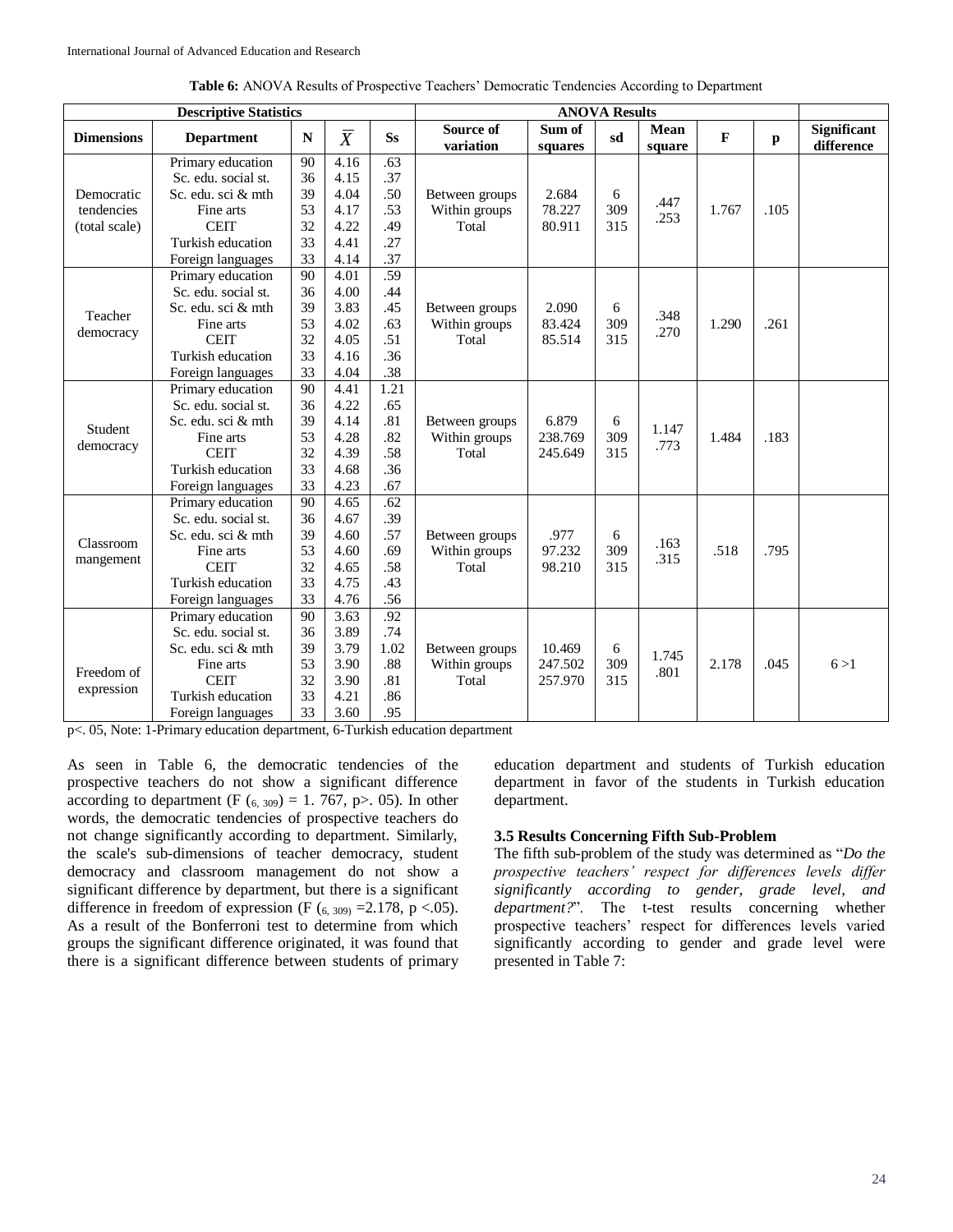**Table 6:** ANOVA Results of Prospective Teachers' Democratic Tendencies According to Department

| Descriptive Statistics | | | | | ANOVA Results | | | | | | |
|---|---|---|---|---|---|---|---|---|---|---|---|
| **Dimensions** | **Department** | **N** | $\overline{X}$ | **Ss** | **Source of variation** | **Sum of squares** | **sd** | **Mean square** | **F** | **p** | **Significant difference** |
| Democratic tendencies (total scale) | Primary education | 90 | 4.16 | .63 | | | | | | | |
| | Sc. edu. social st. | 36 | 4.15 | .37 | | | | | | | |
| | Sc. edu. sci & mth | 39 | 4.04 | .50 | Between groups | 2.684 | 6 | .447 | 1.767 | .105 | |
| | Fine arts | 53 | 4.17 | .53 | Within groups | 78.227 | 309 | .253 | | | |
| | CEIT | 32 | 4.22 | .49 | Total | 80.911 | 315 | | | | |
| | Turkish education | 33 | 4.41 | .27 | | | | | | | |
| | Foreign languages | 33 | 4.14 | .37 | | | | | | | |
| Teacher democracy | Primary education | 90 | 4.01 | .59 | | | | | | | |
| | Sc. edu. social st. | 36 | 4.00 | .44 | | | | | | | |
| | Sc. edu. sci & mth | 39 | 3.83 | .45 | Between groups | 2.090 | 6 | .348 | 1.290 | .261 | |
| | Fine arts | 53 | 4.02 | .63 | Within groups | 83.424 | 309 | .270 | | | |
| | CEIT | 32 | 4.05 | .51 | Total | 85.514 | 315 | | | | |
| | Turkish education | 33 | 4.16 | .36 | | | | | | | |
| | Foreign languages | 33 | 4.04 | .38 | | | | | | | |
| Student democracy | Primary education | 90 | 4.41 | 1.21 | | | | | | | |
| | Sc. edu. social st. | 36 | 4.22 | .65 | | | | | | | |
| | Sc. edu. sci & mth | 39 | 4.14 | .81 | Between groups | 6.879 | 6 | 1.147 | 1.484 | .183 | |
| | Fine arts | 53 | 4.28 | .82 | Within groups | 238.769 | 309 | .773 | | | |
| | CEIT | 32 | 4.39 | .58 | Total | 245.649 | 315 | | | | |
| | Turkish education | 33 | 4.68 | .36 | | | | | | | |
| | Foreign languages | 33 | 4.23 | .67 | | | | | | | |
| Classroom mangement | Primary education | 90 | 4.65 | .62 | | | | | | | |
| | Sc. edu. social st. | 36 | 4.67 | .39 | | | | | | | |
| | Sc. edu. sci & mth | 39 | 4.60 | .57 | Between groups | .977 | 6 | .163 | .518 | .795 | |
| | Fine arts | 53 | 4.60 | .69 | Within groups | 97.232 | 309 | .315 | | | |
| | CEIT | 32 | 4.65 | .58 | Total | 98.210 | 315 | | | | |
| | Turkish education | 33 | 4.75 | .43 | | | | | | | |
| | Foreign languages | 33 | 4.76 | .56 | | | | | | | |
| Freedom of expression | Primary education | 90 | 3.63 | .92 | | | | | | | |
| | Sc. edu. social st. | 36 | 3.89 | .74 | | | | | | | |
| | Sc. edu. sci & mth | 39 | 3.79 | 1.02 | Between groups | 10.469 | 6 | 1.745 | 2.178 | .045 | 6 >1 |
| | Fine arts | 53 | 3.90 | .88 | Within groups | 247.502 | 309 | .801 | | | |
| | CEIT | 32 | 3.90 | .81 | Total | 257.970 | 315 | | | | |
| | Turkish education | 33 | 4.21 | .86 | | | | | | | |
| | Foreign languages | 33 | 3.60 | .95 | | | | | | | |

p<. 05, Note: 1-Primary education department, 6-Turkish education department

As seen in Table 6, the democratic tendencies of the prospective teachers do not show a significant difference according to department ($F_{(6, 309)} = 1.767$, $p > .05$). In other words, the democratic tendencies of prospective teachers do not change significantly according to department. Similarly, the scale's sub-dimensions of teacher democracy, student democracy and classroom management do not show a significant difference by department, but there is a significant difference in freedom of expression ($F_{(6, 309)} = 2.178$, $p < .05$). As a result of the Bonferroni test to determine from which groups the significant difference originated, it was found that there is a significant difference between students of primary education department and students of Turkish education department in favor of the students in Turkish education department.

### 3.5 Results Concerning Fifth Sub-Problem

The fifth sub-problem of the study was determined as "*Do the prospective teachers' respect for differences levels differ significantly according to gender, grade level, and department?*". The t-test results concerning whether prospective teachers' respect for differences levels varied significantly according to gender and grade level were presented in Table 7: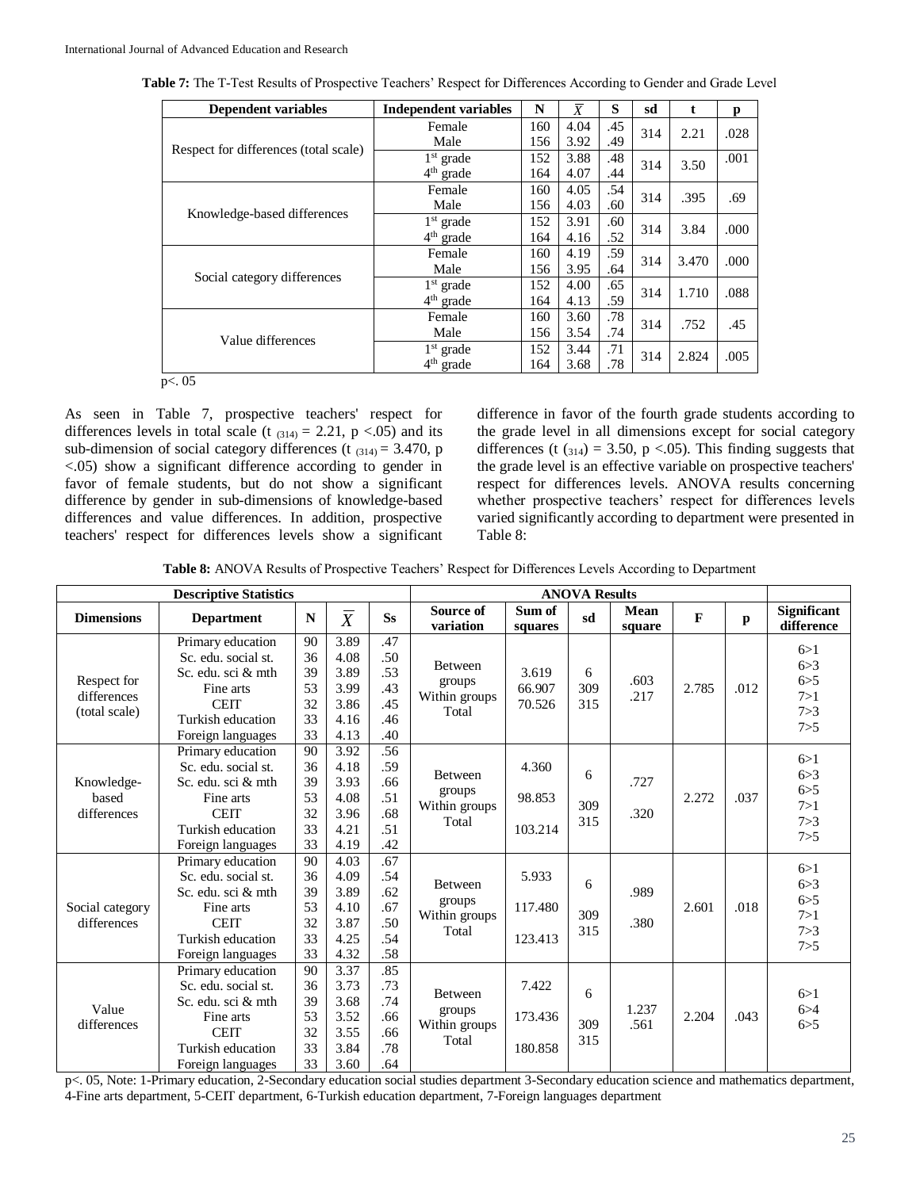**Table 7:** The T-Test Results of Prospective Teachers' Respect for Differences According to Gender and Grade Level

| Dependent variables | Independent variables | N | $\bar{X}$ | S | sd | t | p |
|---|---|---|---|---|---|---|---|
| Respect for differences (total scale) | Female | 160 | 4.04 | .45 | 314 | 2.21 | .028 |
| | Male | 156 | 3.92 | .49 | | | |
| | 1st grade | 152 | 3.88 | .48 | 314 | 3.50 | .001 |
| | 4th grade | 164 | 4.07 | .44 | | | |
| Knowledge-based differences | Female | 160 | 4.05 | .54 | 314 | .395 | .69 |
| | Male | 156 | 4.03 | .60 | | | |
| | 1st grade | 152 | 3.91 | .60 | 314 | 3.84 | .000 |
| | 4th grade | 164 | 4.16 | .52 | | | |
| Social category differences | Female | 160 | 4.19 | .59 | 314 | 3.470 | .000 |
| | Male | 156 | 3.95 | .64 | | | |
| | 1st grade | 152 | 4.00 | .65 | 314 | 1.710 | .088 |
| | 4th grade | 164 | 4.13 | .59 | | | |
| Value differences | Female | 160 | 3.60 | .78 | 314 | .752 | .45 |
| | Male | 156 | 3.54 | .74 | | | |
| | 1st grade | 152 | 3.44 | .71 | 314 | 2.824 | .005 |
| | 4th grade | 164 | 3.68 | .78 | | | |

$p < .05$

As seen in Table 7, prospective teachers' respect for differences levels in total scale ($t_{(314)} = 2.21$, $p < .05$) and its sub-dimension of social category differences ($t_{(314)} = 3.470$, $p < .05$) show a significant difference according to gender in favor of female students, but do not show a significant difference by gender in sub-dimensions of knowledge-based differences and value differences. In addition, prospective teachers' respect for differences levels show a significant difference in favor of the fourth grade students according to the grade level in all dimensions except for social category differences ($t_{(314)} = 3.50$, $p < .05$). This finding suggests that the grade level is an effective variable on prospective teachers' respect for differences levels. ANOVA results concerning whether prospective teachers' respect for differences levels varied significantly according to department were presented in Table 8:

**Table 8:** ANOVA Results of Prospective Teachers' Respect for Differences Levels According to Department

| Descriptive Statistics | | | | | ANOVA Results | | | | | | |
|---|---|---|---|---|---|---|---|---|---|---|---|
| Dimensions | Department | N | $\bar{X}$ | Ss | Source of variation | Sum of squares | sd | Mean square | F | p | Significant difference |
| Respect for differences (total scale) | Primary education | 90 | 3.89 | .47 | Between groups | 3.619 | 6 | .603 | 2.785 | .012 | 6>1 |
| | Sc. edu. social st. | 36 | 4.08 | .50 | Within groups | 66.907 | 309 | .217 | | | 6>3 |
| | Sc. edu. sci & mth | 39 | 3.89 | .53 | Total | 70.526 | 315 | | | | 6>5 |
| | Fine arts | 53 | 3.99 | .43 | | | | | | | 7>1 |
| | CEIT | 32 | 3.86 | .45 | | | | | | | 7>3 |
| | Turkish education | 33 | 4.16 | .46 | | | | | | | 7>5 |
| | Foreign languages | 33 | 4.13 | .40 | | | | | | | |
| Knowledge-based differences | Primary education | 90 | 3.92 | .56 | Between groups | 4.360 | 6 | .727 | 2.272 | .037 | 6>1 |
| | Sc. edu. social st. | 36 | 4.18 | .59 | Within groups | 98.853 | 309 | .320 | | | 6>3 |
| | Sc. edu. sci & mth | 39 | 3.93 | .66 | Total | 103.214 | 315 | | | | 6>5 |
| | Fine arts | 53 | 4.08 | .51 | | | | | | | 7>1 |
| | CEIT | 32 | 3.96 | .68 | | | | | | | 7>3 |
| | Turkish education | 33 | 4.21 | .51 | | | | | | | 7>5 |
| | Foreign languages | 33 | 4.19 | .42 | | | | | | | |
| Social category differences | Primary education | 90 | 4.03 | .67 | Between groups | 5.933 | 6 | .989 | 2.601 | .018 | 6>1 |
| | Sc. edu. social st. | 36 | 4.09 | .54 | Within groups | 117.480 | 309 | .380 | | | 6>3 |
| | Sc. edu. sci & mth | 39 | 3.89 | .62 | Total | 123.413 | 315 | | | | 6>5 |
| | Fine arts | 53 | 4.10 | .67 | | | | | | | 7>1 |
| | CEIT | 32 | 3.87 | .50 | | | | | | | 7>3 |
| | Turkish education | 33 | 4.25 | .54 | | | | | | | 7>5 |
| | Foreign languages | 33 | 4.32 | .58 | | | | | | | |
| Value differences | Primary education | 90 | 3.37 | .85 | Between groups | 7.422 | 6 | 1.237 | 2.204 | .043 | 6>1 |
| | Sc. edu. social st. | 36 | 3.73 | .73 | Within groups | 173.436 | 309 | .561 | | | 6>4 |
| | Sc. edu. sci & mth | 39 | 3.68 | .74 | Total | 180.858 | 315 | | | | 6>5 |
| | Fine arts | 53 | 3.52 | .66 | | | | | | | |
| | CEIT | 32 | 3.55 | .66 | | | | | | | |
| | Turkish education | 33 | 3.84 | .78 | | | | | | | |
| | Foreign languages | 33 | 3.60 | .64 | | | | | | | |

$p < .05$, Note: 1-Primary education, 2-Secondary education social studies department 3-Secondary education science and mathematics department, 4-Fine arts department, 5-CEIT department, 6-Turkish education department, 7-Foreign languages department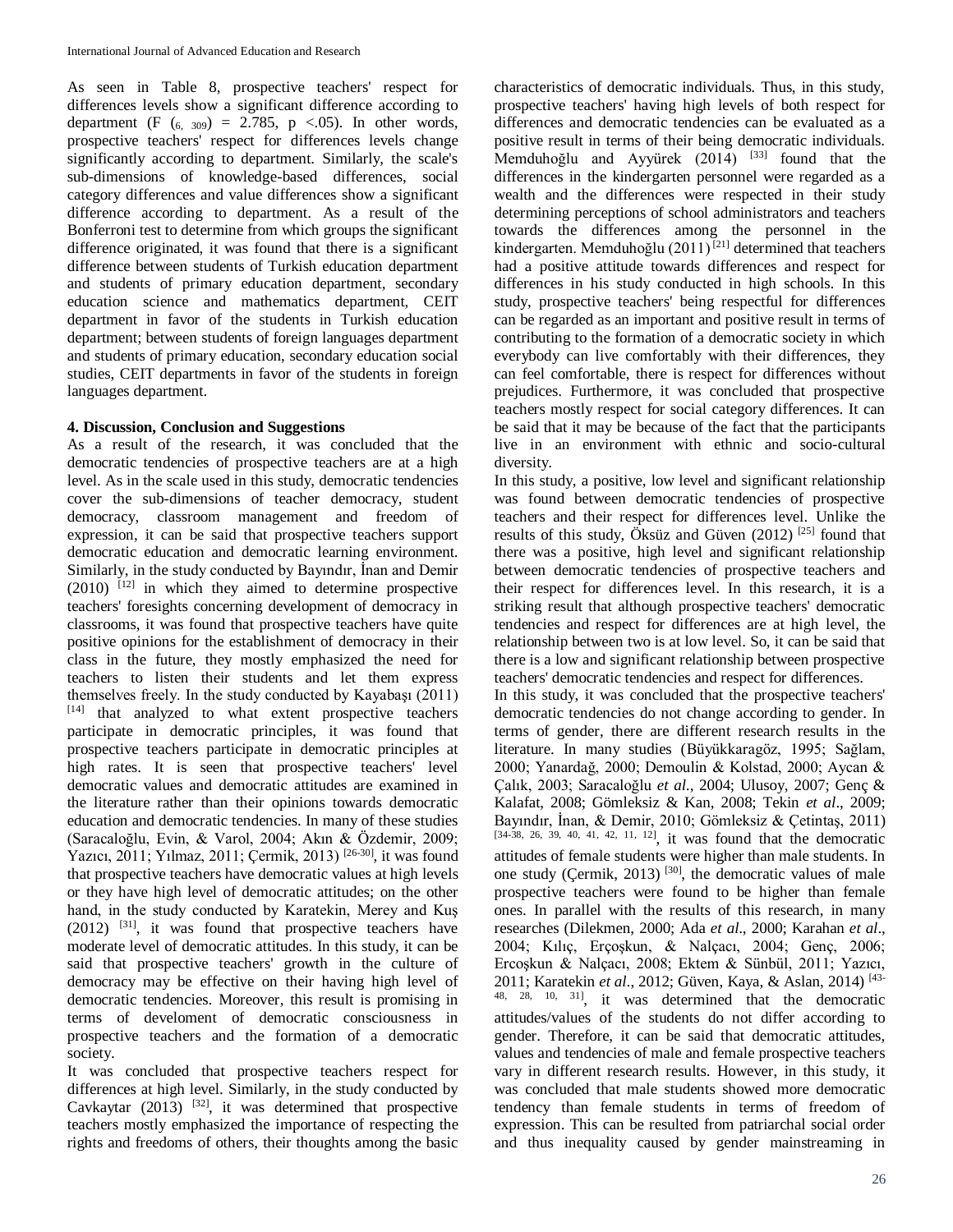As seen in Table 8, prospective teachers' respect for differences levels show a significant difference according to department ($F_{(6, 309)} = 2.785$, $p < .05$). In other words, prospective teachers' respect for differences levels change significantly according to department. Similarly, the scale's sub-dimensions of knowledge-based differences, social category differences and value differences show a significant difference according to department. As a result of the Bonferroni test to determine from which groups the significant difference originated, it was found that there is a significant difference between students of Turkish education department and students of primary education department, secondary education science and mathematics department, CEIT department in favor of the students in Turkish education department; between students of foreign languages department and students of primary education, secondary education social studies, CEIT departments in favor of the students in foreign languages department.

## 4. Discussion, Conclusion and Suggestions

As a result of the research, it was concluded that the democratic tendencies of prospective teachers are at a high level. As in the scale used in this study, democratic tendencies cover the sub-dimensions of teacher democracy, student democracy, classroom management and freedom of expression, it can be said that prospective teachers support democratic education and democratic learning environment. Similarly, in the study conducted by Bayındır, İnan and Demir (2010) [12] in which they aimed to determine prospective teachers' foresights concerning development of democracy in classrooms, it was found that prospective teachers have quite positive opinions for the establishment of democracy in their class in the future, they mostly emphasized the need for teachers to listen their students and let them express themselves freely. In the study conducted by Kayabaşı (2011) [14] that analyzed to what extent prospective teachers participate in democratic principles, it was found that prospective teachers participate in democratic principles at high rates. It is seen that prospective teachers' level democratic values and democratic attitudes are examined in the literature rather than their opinions towards democratic education and democratic tendencies. In many of these studies (Saracaloğlu, Evin, & Varol, 2004; Akın & Özdemir, 2009; Yazıcı, 2011; Yılmaz, 2011; Çermik, 2013) [26-30], it was found that prospective teachers have democratic values at high levels or they have high level of democratic attitudes; on the other hand, in the study conducted by Karatekin, Merey and Kuş (2012) [31], it was found that prospective teachers have moderate level of democratic attitudes. In this study, it can be said that prospective teachers' growth in the culture of democracy may be effective on their having high level of democratic tendencies. Moreover, this result is promising in terms of develoment of democratic consciousness in prospective teachers and the formation of a democratic society.

It was concluded that prospective teachers respect for differences at high level. Similarly, in the study conducted by Cavkaytar (2013) [32], it was determined that prospective teachers mostly emphasized the importance of respecting the rights and freedoms of others, their thoughts among the basic characteristics of democratic individuals. Thus, in this study, prospective teachers' having high levels of both respect for differences and democratic tendencies can be evaluated as a positive result in terms of their being democratic individuals. Memduhoğlu and Ayyürek (2014) [33] found that the differences in the kindergarten personnel were regarded as a wealth and the differences were respected in their study determining perceptions of school administrators and teachers towards the differences among the personnel in the kindergarten. Memduhoğlu (2011) [21] determined that teachers had a positive attitude towards differences and respect for differences in his study conducted in high schools. In this study, prospective teachers' being respectful for differences can be regarded as an important and positive result in terms of contributing to the formation of a democratic society in which everybody can live comfortably with their differences, they can feel comfortable, there is respect for differences without prejudices. Furthermore, it was concluded that prospective teachers mostly respect for social category differences. It can be said that it may be because of the fact that the participants live in an environment with ethnic and socio-cultural diversity.

In this study, a positive, low level and significant relationship was found between democratic tendencies of prospective teachers and their respect for differences level. Unlike the results of this study, Öksüz and Güven (2012) [25] found that there was a positive, high level and significant relationship between democratic tendencies of prospective teachers and their respect for differences level. In this research, it is a striking result that although prospective teachers' democratic tendencies and respect for differences are at high level, the relationship between two is at low level. So, it can be said that there is a low and significant relationship between prospective teachers' democratic tendencies and respect for differences.

In this study, it was concluded that the prospective teachers' democratic tendencies do not change according to gender. In terms of gender, there are different research results in the literature. In many studies (Büyükkaragöz, 1995; Sağlam, 2000; Yanardağ, 2000; Demoulin & Kolstad, 2000; Aycan & Çalık, 2003; Saracaloğlu *et al*., 2004; Ulusoy, 2007; Genç & Kalafat, 2008; Gömleksiz & Kan, 2008; Tekin *et al*., 2009; Bayındır, İnan, & Demir, 2010; Gömleksiz & Çetintaş, 2011) [34-38, 26, 39, 40, 41, 42, 11, 12], it was found that the democratic attitudes of female students were higher than male students. In one study (Çermik, 2013) [30], the democratic values of male prospective teachers were found to be higher than female ones. In parallel with the results of this research, in many researches (Dilekmen, 2000; Ada *et al*., 2000; Karahan *et al*., 2004; Kılıç, Erçoşkun, & Nalçacı, 2004; Genç, 2006; Ercoşkun & Nalçacı, 2008; Ektem & Sünbül, 2011; Yazıcı, 2011; Karatekin *et al*., 2012; Güven, Kaya, & Aslan, 2014) [43-48, 28, 10, 31], it was determined that the democratic attitudes/values of the students do not differ according to gender. Therefore, it can be said that democratic attitudes, values and tendencies of male and female prospective teachers vary in different research results. However, in this study, it was concluded that male students showed more democratic tendency than female students in terms of freedom of expression. This can be resulted from patriarchal social order and thus inequality caused by gender mainstreaming in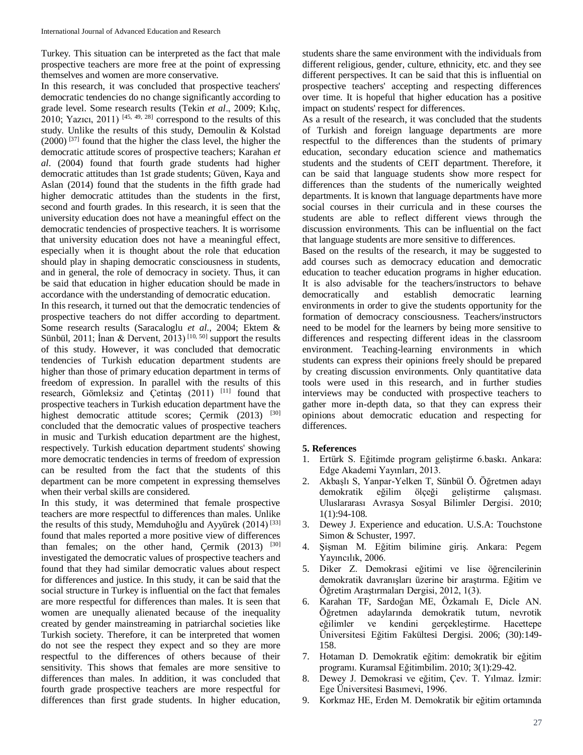Turkey. This situation can be interpreted as the fact that male prospective teachers are more free at the point of expressing themselves and women are more conservative.

In this research, it was concluded that prospective teachers' democratic tendencies do no change significantly according to grade level. Some research results (Tekin *et al*., 2009; Kılıç, 2010; Yazıcı, 2011) [45, 49, 28] correspond to the results of this study. Unlike the results of this study, Demoulin & Kolstad (2000) [37] found that the higher the class level, the higher the democratic attitude scores of prospective teachers; Karahan *et al*. (2004) found that fourth grade students had higher democratic attitudes than 1st grade students; Güven, Kaya and Aslan (2014) found that the students in the fifth grade had higher democratic attitudes than the students in the first, second and fourth grades. In this research, it is seen that the university education does not have a meaningful effect on the democratic tendencies of prospective teachers. It is worrisome that university education does not have a meaningful effect, especially when it is thought about the role that education should play in shaping democratic consciousness in students, and in general, the role of democracy in society. Thus, it can be said that education in higher education should be made in accordance with the understanding of democratic education.

In this research, it turned out that the democratic tendencies of prospective teachers do not differ according to department. Some research results (Saracaloglu *et al*., 2004; Ektem & Sünbül, 2011; İnan & Dervent, 2013) [10, 50] support the results of this study. However, it was concluded that democratic tendencies of Turkish education department students are higher than those of primary education department in terms of freedom of expression. In parallel with the results of this research, Gömleksiz and Çetintaş (2011) [11] found that prospective teachers in Turkish education department have the highest democratic attitude scores; Çermik (2013) [30] concluded that the democratic values of prospective teachers in music and Turkish education department are the highest, respectively. Turkish education department students' showing more democratic tendencies in terms of freedom of expression can be resulted from the fact that the students of this department can be more competent in expressing themselves when their verbal skills are considered.

In this study, it was determined that female prospective teachers are more respectful to differences than males. Unlike the results of this study, Memduhoğlu and Ayyürek (2014) [33] found that males reported a more positive view of differences than females; on the other hand, Çermik (2013) [30] investigated the democratic values of prospective teachers and found that they had similar democratic values about respect for differences and justice. In this study, it can be said that the social structure in Turkey is influential on the fact that females are more respectful for differences than males. It is seen that women are unequally alienated because of the inequality created by gender mainstreaming in patriarchal societies like Turkish society. Therefore, it can be interpreted that women do not see the respect they expect and so they are more respectful to the differences of others because of their sensitivity. This shows that females are more sensitive to differences than males. In addition, it was concluded that fourth grade prospective teachers are more respectful for differences than first grade students. In higher education, students share the same environment with the individuals from different religious, gender, culture, ethnicity, etc. and they see different perspectives. It can be said that this is influential on prospective teachers' accepting and respecting differences over time. It is hopeful that higher education has a positive impact on students' respect for differences.

As a result of the research, it was concluded that the students of Turkish and foreign language departments are more respectful to the differences than the students of primary education, secondary education science and mathematics students and the students of CEIT department. Therefore, it can be said that language students show more respect for differences than the students of the numerically weighted departments. It is known that language departments have more social courses in their curricula and in these courses the students are able to reflect different views through the discussion environments. This can be influential on the fact that language students are more sensitive to differences.

Based on the results of the research, it may be suggested to add courses such as democracy education and democratic education to teacher education programs in higher education. It is also advisable for the teachers/instructors to behave democratically and establish democratic learning environments in order to give the students opportunity for the formation of democracy consciousness. Teachers/instructors need to be model for the learners by being more sensitive to differences and respecting different ideas in the classroom environment. Teaching-learning environments in which students can express their opinions freely should be prepared by creating discussion environments. Only quantitative data tools were used in this research, and in further studies interviews may be conducted with prospective teachers to gather more in-depth data, so that they can express their opinions about democratic education and respecting for differences.

## 5. References

1. Ertürk S. Eğitimde program geliştirme 6.baskı. Ankara: Edge Akademi Yayınları, 2013.
2. Akbaşlı S, Yanpar-Yelken T, Sünbül Ö. Öğretmen adayı demokratik eğilim ölçeği geliştirme çalışması. Uluslararası Avrasya Sosyal Bilimler Dergisi. 2010; 1(1):94-108.
3. Dewey J. Experience and education. U.S.A: Touchstone Simon & Schuster, 1997.
4. Şişman M. Eğitim bilimine giriş. Ankara: Pegem Yayıncılık, 2006.
5. Diker Z. Demokrasi eğitimi ve lise öğrencilerinin demokratik davranışları üzerine bir araştırma. Eğitim ve Öğretim Araştırmaları Dergisi, 2012, 1(3).
6. Karahan TF, Sardoğan ME, Özkamalı E, Dicle AN. Öğretmen adaylarında demokratik tutum, nevrotik eğilimler ve kendini gerçekleştirme. Hacettepe Üniversitesi Eğitim Fakültesi Dergisi. 2006; (30):149-158.
7. Hotaman D. Demokratik eğitim: demokratik bir eğitim programı. Kuramsal Eğitimbilim. 2010; 3(1):29-42.
8. Dewey J. Demokrasi ve eğitim, Çev. T. Yılmaz. İzmir: Ege Üniversitesi Basımevi, 1996.
9. Korkmaz HE, Erden M. Demokratik bir eğitim ortamında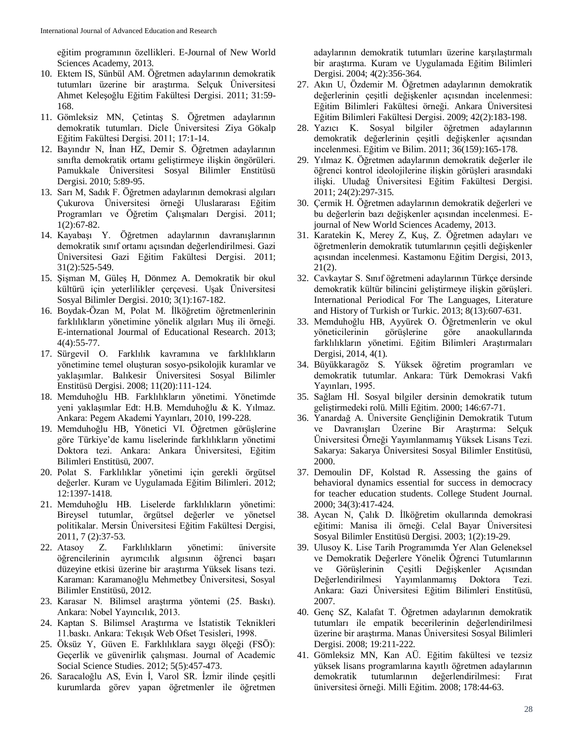eğitim programının özellikleri. E-Journal of New World Sciences Academy, 2013.

10. Ektem IS, Sünbül AM. Öğretmen adaylarının demokratik tutumları üzerine bir araştırma. Selçuk Üniversitesi Ahmet Keleşoğlu Eğitim Fakültesi Dergisi. 2011; 31:59-168.
11. Gömleksiz MN, Çetintaş S. Öğretmen adaylarının demokratik tutumları. Dicle Üniversitesi Ziya Gökalp Eğitim Fakültesi Dergisi. 2011; 17:1-14.
12. Bayındır N, İnan HZ, Demir S. Öğretmen adaylarının sınıfta demokratik ortamı geliştirmeye ilişkin öngörüleri. Pamukkale Üniversitesi Sosyal Bilimler Enstitüsü Dergisi. 2010; 5:89-95.
13. Sarı M, Sadık F. Öğretmen adaylarının demokrasi algıları Çukurova Üniversitesi örneği Uluslararası Eğitim Programları ve Öğretim Çalışmaları Dergisi. 2011; 1(2):67-82.
14. Kayabaşı Y. Öğretmen adaylarının davranışlarının demokratik sınıf ortamı açısından değerlendirilmesi. Gazi Üniversitesi Gazi Eğitim Fakültesi Dergisi. 2011; 31(2):525-549.
15. Şişman M, Güleş H, Dönmez A. Demokratik bir okul kültürü için yeterlilikler çerçevesi. Uşak Üniversitesi Sosyal Bilimler Dergisi. 2010; 3(1):167-182.
16. Boydak-Özan M, Polat M. İlköğretim öğretmenlerinin farklılıkların yönetimine yönelik algıları Muş ili örneği. E-international Journal of Educational Research. 2013; 4(4):55-77.
17. Sürgevil O. Farklılık kavramına ve farklılıkların yönetimine temel oluşturan sosyo-psikolojik kuramlar ve yaklaşımlar. Balıkesir Üniversitesi Sosyal Bilimler Enstitüsü Dergisi. 2008; 11(20):111-124.
18. Memduhoğlu HB. Farklılıkların yönetimi. Yönetimde yeni yaklaşımlar Edt: H.B. Memduhoğlu & K. Yılmaz. Ankara: Pegem Akademi Yayınları, 2010, 199-228.
19. Memduhoğlu HB, Yönetici VI. Öğretmen görüşlerine göre Türkiye'de kamu liselerinde farklılıkların yönetimi Doktora tezi. Ankara: Ankara Üniversitesi, Eğitim Bilimleri Enstitüsü, 2007.
20. Polat S. Farklılıklar yönetimi için gerekli örgütsel değerler. Kuram ve Uygulamada Eğitim Bilimleri. 2012; 12:1397-1418.
21. Memduhoğlu HB. Liselerde farklılıkların yönetimi: Bireysel tutumlar, örgütsel değerler ve yönetsel politikalar. Mersin Üniversitesi Eğitim Fakültesi Dergisi, 2011, 7 (2):37-53.
22. Atasoy Z. Farklılıkların yönetimi: üniversite öğrencilerinin ayrımcılık algısının öğrenci başarı düzeyine etkisi üzerine bir araştırma Yüksek lisans tezi. Karaman: Karamanoğlu Mehmetbey Üniversitesi, Sosyal Bilimler Enstitüsü, 2012.
23. Karasar N. Bilimsel araştırma yöntemi (25. Baskı). Ankara: Nobel Yayıncılık, 2013.
24. Kaptan S. Bilimsel Araştırma ve İstatistik Teknikleri 11.baskı. Ankara: Tekışık Web Ofset Tesisleri, 1998.
25. Öksüz Y, Güven E. Farklılıklara saygı ölçeği (FSÖ): Geçerlik ve güvenirlik çalışması. Journal of Academic Social Science Studies. 2012; 5(5):457-473.
26. Saracaloğlu AS, Evin İ, Varol SR. İzmir ilinde çeşitli kurumlarda görev yapan öğretmenler ile öğretmen adaylarının demokratik tutumları üzerine karşılaştırmalı bir araştırma. Kuram ve Uygulamada Eğitim Bilimleri Dergisi. 2004; 4(2):356-364.
27. Akın U, Özdemir M. Öğretmen adaylarının demokratik değerlerinin çeşitli değişkenler açısından incelenmesi: Eğitim Bilimleri Fakültesi örneği. Ankara Üniversitesi Eğitim Bilimleri Fakültesi Dergisi. 2009; 42(2):183-198.
28. Yazıcı K. Sosyal bilgiler öğretmen adaylarının demokratik değerlerinin çeşitli değişkenler açısından incelenmesi. Eğitim ve Bilim. 2011; 36(159):165-178.
29. Yılmaz K. Öğretmen adaylarının demokratik değerler ile öğrenci kontrol ideolojilerine ilişkin görüşleri arasındaki ilişki. Uludağ Üniversitesi Eğitim Fakültesi Dergisi. 2011; 24(2):297-315.
30. Çermik H. Öğretmen adaylarının demokratik değerleri ve bu değerlerin bazı değişkenler açısından incelenmesi. E-journal of New World Sciences Academy, 2013.
31. Karatekin K, Merey Z, Kuş, Z. Öğretmen adayları ve öğretmenlerin demokratik tutumlarının çeşitli değişkenler açısından incelenmesi. Kastamonu Eğitim Dergisi, 2013, 21(2).
32. Cavkaytar S. Sınıf öğretmeni adaylarının Türkçe dersinde demokratik kültür bilincini geliştirmeye ilişkin görüşleri. International Periodical For The Languages, Literature and History of Turkish or Turkic. 2013; 8(13):607-631.
33. Memduhoğlu HB, Ayyürek O. Öğretmenlerin ve okul yöneticilerinin görüşlerine göre anaokullarında farklılıkların yönetimi. Eğitim Bilimleri Araştırmaları Dergisi, 2014, 4(1).
34. Büyükkaragöz S. Yüksek öğretim programları ve demokratik tutumlar. Ankara: Türk Demokrasi Vakfı Yayınları, 1995.
35. Sağlam Hİ. Sosyal bilgiler dersinin demokratik tutum geliştirmedeki rolü. Milli Eğitim. 2000; 146:67-71.
36. Yanardağ A. Üniversite Gençliğinin Demokratik Tutum ve Davranışları Üzerine Bir Araştırma: Selçuk Üniversitesi Örneği Yayımlanmamış Yüksek Lisans Tezi. Sakarya: Sakarya Üniversitesi Sosyal Bilimler Enstitüsü, 2000.
37. Demoulin DF, Kolstad R. Assessing the gains of behavioral dynamics essential for success in democracy for teacher education students. College Student Journal. 2000; 34(3):417-424.
38. Aycan N, Çalık D. İlköğretim okullarında demokrasi eğitimi: Manisa ili örneği. Celal Bayar Üniversitesi Sosyal Bilimler Enstitüsü Dergisi. 2003; 1(2):19-29.
39. Ulusoy K. Lise Tarih Programımda Yer Alan Geleneksel ve Demokratik Değerlere Yönelik Öğrenci Tutumlarının ve Görüşlerinin Çeşitli Değişkenler Açısından Değerlendirilmesi Yayımlanmamış Doktora Tezi. Ankara: Gazi Üniversitesi Eğitim Bilimleri Enstitüsü, 2007.
40. Genç SZ, Kalafat T. Öğretmen adaylarının demokratik tutumları ile empatik becerilerinin değerlendirilmesi üzerine bir araştırma. Manas Üniversitesi Sosyal Bilimleri Dergisi. 2008; 19:211-222.
41. Gömleksiz MN, Kan AÜ. Eğitim fakültesi ve tezsiz yüksek lisans programlarına kayıtlı öğretmen adaylarının demokratik tutumlarının değerlendirilmesi: Fırat üniversitesi örneği. Milli Eğitim. 2008; 178:44-63.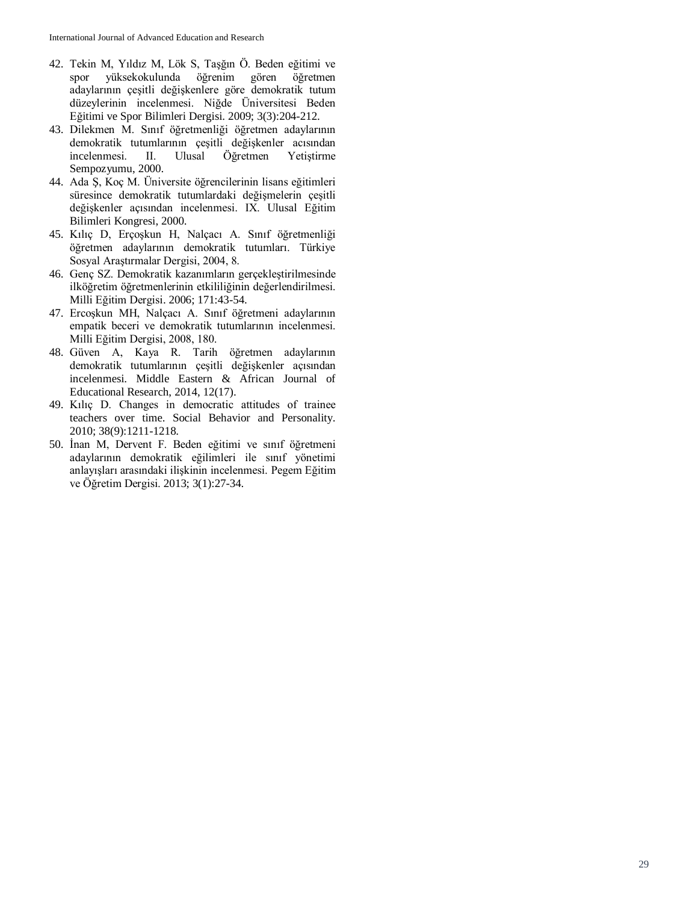42. Tekin M, Yıldız M, Lök S, Taşğın Ö. Beden eğitimi ve spor yüksekokulunda öğrenim gören öğretmen adaylarının çeşitli değişkenlere göre demokratik tutum düzeylerinin incelenmesi. Niğde Üniversitesi Beden Eğitimi ve Spor Bilimleri Dergisi. 2009; 3(3):204-212.
43. Dilekmen M. Sınıf öğretmenliği öğretmen adaylarının demokratik tutumlarının çeşitli değişkenler acısından incelenmesi. II. Ulusal Öğretmen Yetiştirme Sempozyumu, 2000.
44. Ada Ş, Koç M. Üniversite öğrencilerinin lisans eğitimleri süresince demokratik tutumlardaki değişmelerin çeşitli değişkenler açısından incelenmesi. IX. Ulusal Eğitim Bilimleri Kongresi, 2000.
45. Kılıç D, Erçoşkun H, Nalçacı A. Sınıf öğretmenliği öğretmen adaylarının demokratik tutumları. Türkiye Sosyal Araştırmalar Dergisi, 2004, 8.
46. Genç SZ. Demokratik kazanımların gerçekleştirilmesinde ilköğretim öğretmenlerinin etkililiğinin değerlendirilmesi. Milli Eğitim Dergisi. 2006; 171:43-54.
47. Ercoşkun MH, Nalçacı A. Sınıf öğretmeni adaylarının empatik beceri ve demokratik tutumlarının incelenmesi. Milli Eğitim Dergisi, 2008, 180.
48. Güven A, Kaya R. Tarih öğretmen adaylarının demokratik tutumlarının çeşitli değişkenler açısından incelenmesi. Middle Eastern & African Journal of Educational Research, 2014, 12(17).
49. Kılıç D. Changes in democratic attitudes of trainee teachers over time. Social Behavior and Personality. 2010; 38(9):1211-1218.
50. İnan M, Dervent F. Beden eğitimi ve sınıf öğretmeni adaylarının demokratik eğilimleri ile sınıf yönetimi anlayışları arasındaki ilişkinin incelenmesi. Pegem Eğitim ve Öğretim Dergisi. 2013; 3(1):27-34.